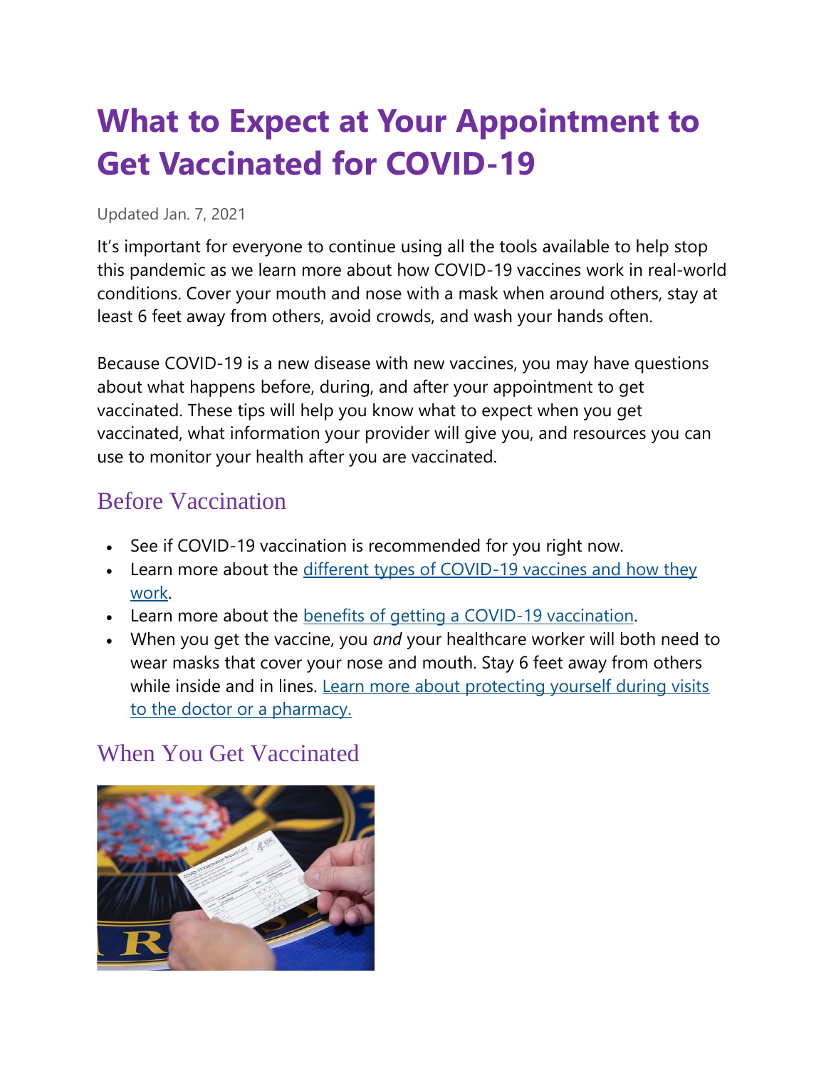# What to Expect at Your Appointment to Get Vaccinated for COVID-19

Updated Jan. 7, 2021

It's important for everyone to continue using all the tools available to help stop this pandemic as we learn more about how COVID-19 vaccines work in real-world conditions. Cover your mouth and nose with a mask when around others, stay at least 6 feet away from others, avoid crowds, and wash your hands often.

Because COVID-19 is a new disease with new vaccines, you may have questions about what happens before, during, and after your appointment to get vaccinated. These tips will help you know what to expect when you get vaccinated, what information your provider will give you, and resources you can use to monitor your health after you are vaccinated.

## Before Vaccination

- See if COVID-19 vaccination is recommended for you right now.
- Learn more about the different types of COVID-19 vaccines and how they work.
- Learn more about the benefits of getting a COVID-19 vaccination.
- When you get the vaccine, you *and* your healthcare worker will both need to wear masks that cover your nose and mouth. Stay 6 feet away from others while inside and in lines. Learn more about protecting yourself during visits to the doctor or a pharmacy.

## When You Get Vaccinated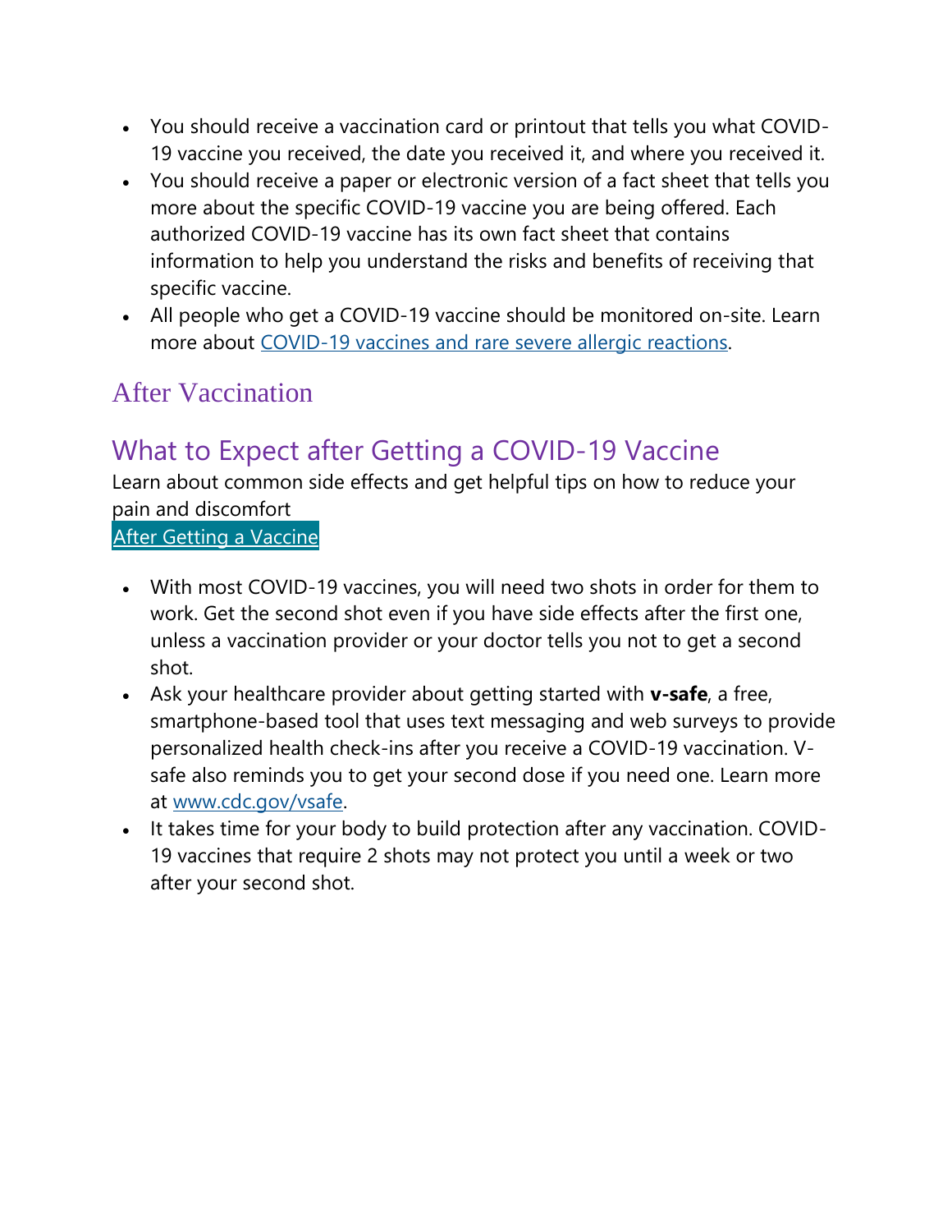- You should receive a vaccination card or printout that tells you what COVID-19 vaccine you received, the date you received it, and where you received it.
- You should receive a paper or electronic version of a fact sheet that tells you more about the specific COVID-19 vaccine you are being offered. Each authorized COVID-19 vaccine has its own fact sheet that contains information to help you understand the risks and benefits of receiving that specific vaccine.
- All people who get a COVID-19 vaccine should be monitored on-site. Learn more about [COVID-19 vaccines and rare severe allergic reactions](#).

## After Vaccination

## What to Expect after Getting a COVID-19 Vaccine

Learn about common side effects and get helpful tips on how to reduce your pain and discomfort

[After Getting a Vaccine](#)

- With most COVID-19 vaccines, you will need two shots in order for them to work. Get the second shot even if you have side effects after the first one, unless a vaccination provider or your doctor tells you not to get a second shot.
- Ask your healthcare provider about getting started with **v-safe**, a free, smartphone-based tool that uses text messaging and web surveys to provide personalized health check-ins after you receive a COVID-19 vaccination. V-safe also reminds you to get your second dose if you need one. Learn more at [www.cdc.gov/vsafe](http://www.cdc.gov/vsafe).
- It takes time for your body to build protection after any vaccination. COVID-19 vaccines that require 2 shots may not protect you until a week or two after your second shot.